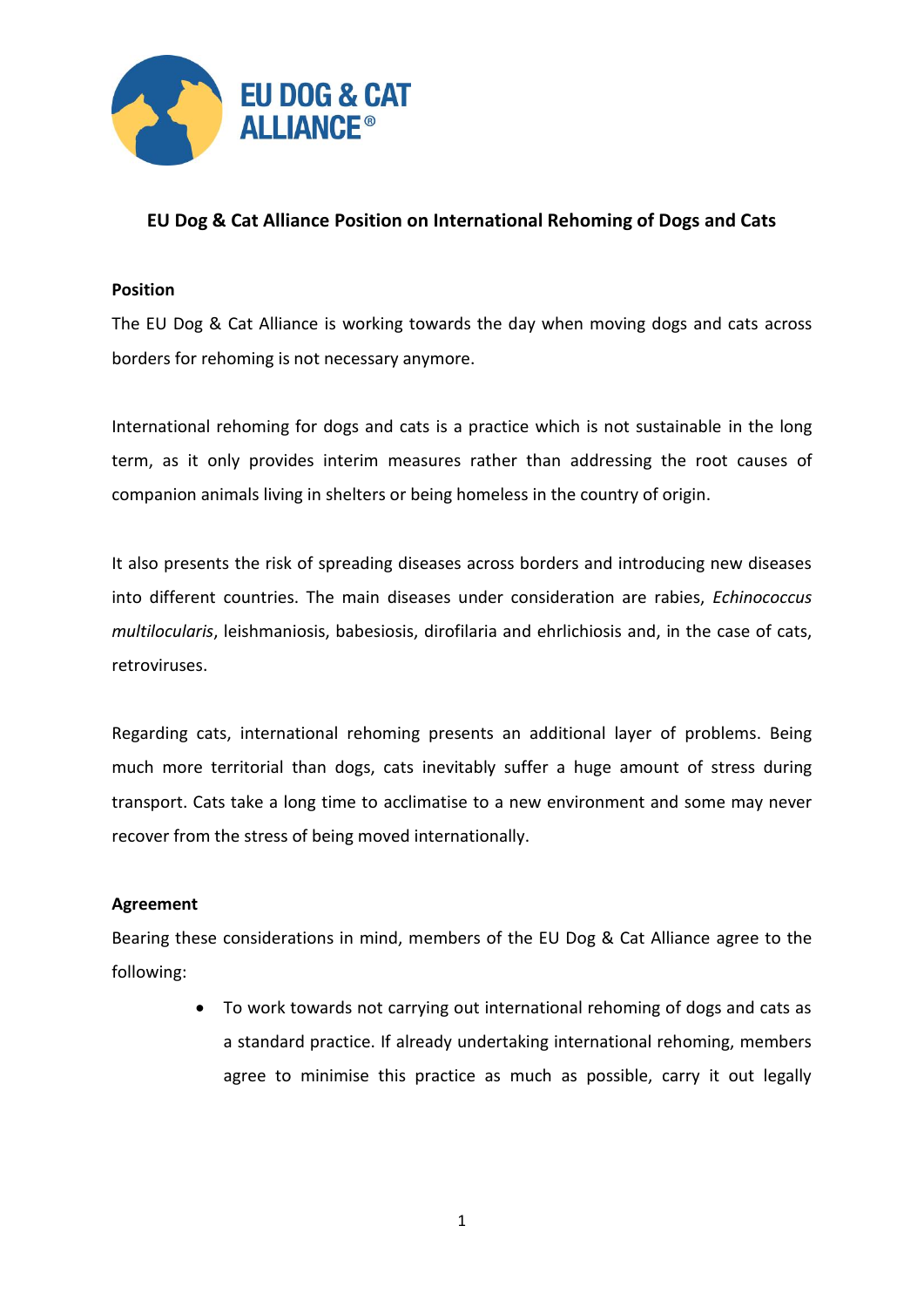# EU Dog & Cat Alliance Position on International Rehoming of Dogs and Cats

## Position

The EU Dog & Cat Alliance is working towards the day when moving dogs and cats across borders for rehoming is not necessary anymore.

International rehoming for dogs and cats is a practice which is not sustainable in the long term, as it only provides interim measures rather than addressing the root causes of companion animals living in shelters or being homeless in the country of origin.

It also presents the risk of spreading diseases across borders and introducing new diseases into different countries. The main diseases under consideration are rabies, *Echinococcus multilocularis*, leishmaniosis, babesiosis, dirofilaria and ehrlichiosis and, in the case of cats, retroviruses.

Regarding cats, international rehoming presents an additional layer of problems. Being much more territorial than dogs, cats inevitably suffer a huge amount of stress during transport. Cats take a long time to acclimatise to a new environment and some may never recover from the stress of being moved internationally.

## Agreement

Bearing these considerations in mind, members of the EU Dog & Cat Alliance agree to the following:

- To work towards not carrying out international rehoming of dogs and cats as a standard practice. If already undertaking international rehoming, members agree to minimise this practice as much as possible, carry it out legally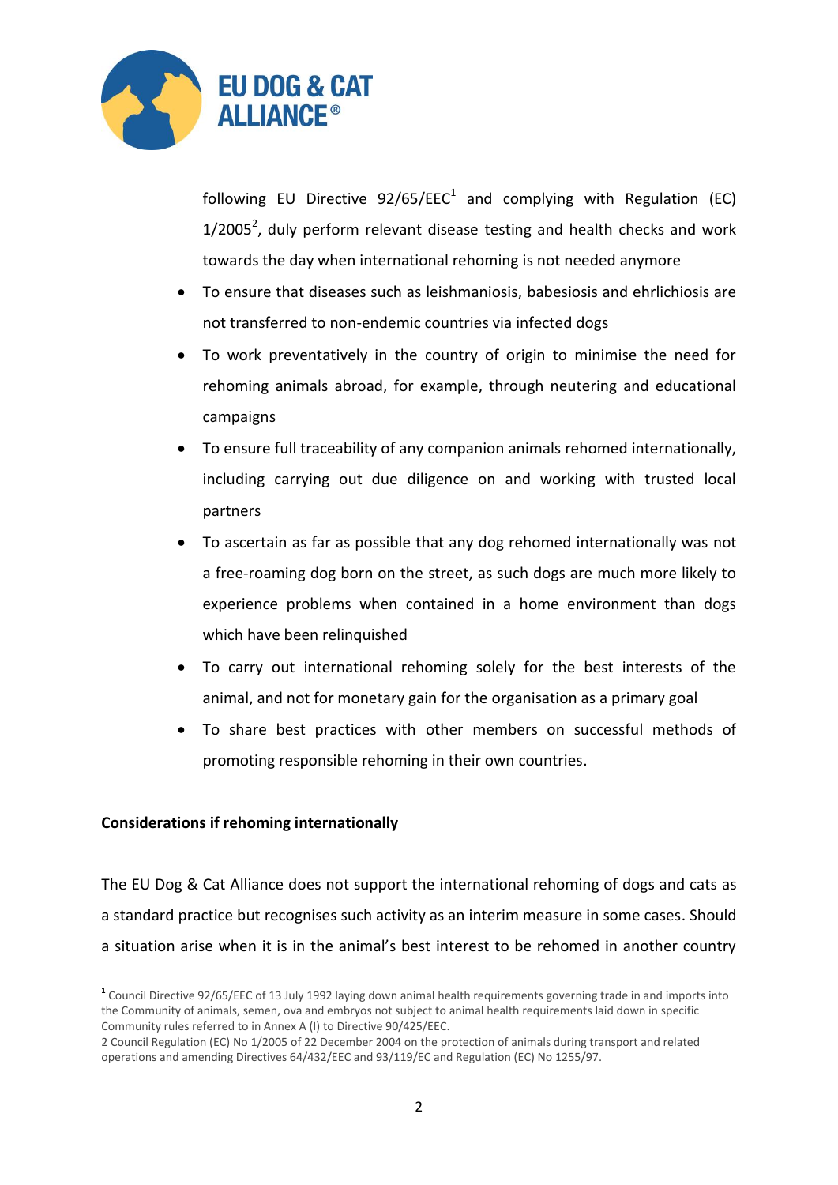following EU Directive 92/65/EEC[1] and complying with Regulation (EC) 1/2005[2], duly perform relevant disease testing and health checks and work towards the day when international rehoming is not needed anymore

- To ensure that diseases such as leishmaniosis, babesiosis and ehrlichiosis are not transferred to non-endemic countries via infected dogs
- To work preventatively in the country of origin to minimise the need for rehoming animals abroad, for example, through neutering and educational campaigns
- To ensure full traceability of any companion animals rehomed internationally, including carrying out due diligence on and working with trusted local partners
- To ascertain as far as possible that any dog rehomed internationally was not a free-roaming dog born on the street, as such dogs are much more likely to experience problems when contained in a home environment than dogs which have been relinquished
- To carry out international rehoming solely for the best interests of the animal, and not for monetary gain for the organisation as a primary goal
- To share best practices with other members on successful methods of promoting responsible rehoming in their own countries.

**Considerations if rehoming internationally**

The EU Dog & Cat Alliance does not support the international rehoming of dogs and cats as a standard practice but recognises such activity as an interim measure in some cases. Should a situation arise when it is in the animal's best interest to be rehomed in another country

---

[1] Council Directive 92/65/EEC of 13 July 1992 laying down animal health requirements governing trade in and imports into the Community of animals, semen, ova and embryos not subject to animal health requirements laid down in specific Community rules referred to in Annex A (I) to Directive 90/425/EEC.

[2] Council Regulation (EC) No 1/2005 of 22 December 2004 on the protection of animals during transport and related operations and amending Directives 64/432/EEC and 93/119/EC and Regulation (EC) No 1255/97.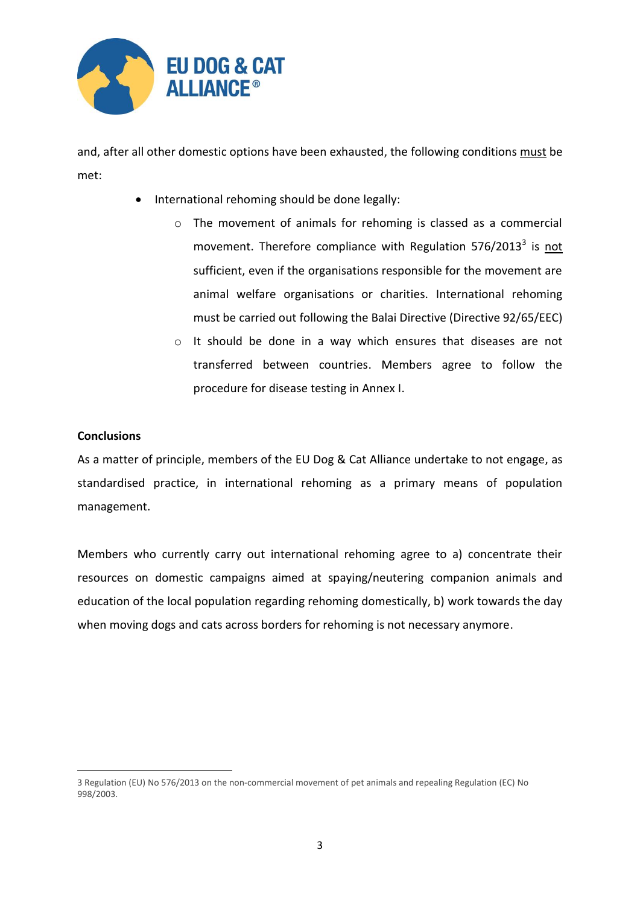and, after all other domestic options have been exhausted, the following conditions must be met:

- International rehoming should be done legally:
  - The movement of animals for rehoming is classed as a commercial movement. Therefore compliance with Regulation 576/2013[3] is not sufficient, even if the organisations responsible for the movement are animal welfare organisations or charities. International rehoming must be carried out following the Balai Directive (Directive 92/65/EEC)
  - It should be done in a way which ensures that diseases are not transferred between countries. Members agree to follow the procedure for disease testing in Annex I.

**Conclusions**

As a matter of principle, members of the EU Dog & Cat Alliance undertake to not engage, as standardised practice, in international rehoming as a primary means of population management.

Members who currently carry out international rehoming agree to a) concentrate their resources on domestic campaigns aimed at spaying/neutering companion animals and education of the local population regarding rehoming domestically, b) work towards the day when moving dogs and cats across borders for rehoming is not necessary anymore.

---

3 Regulation (EU) No 576/2013 on the non-commercial movement of pet animals and repealing Regulation (EC) No 998/2003.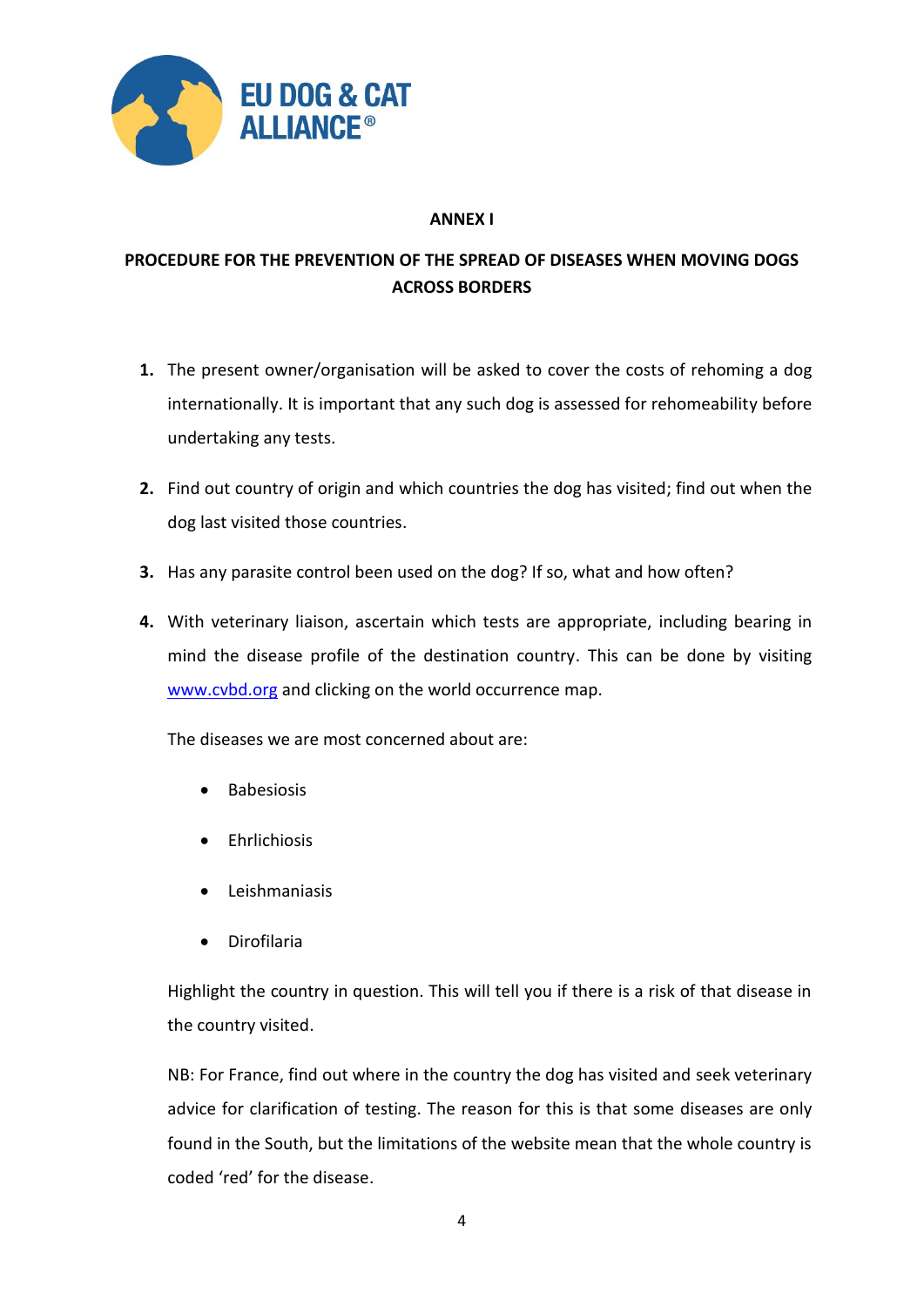## ANNEX I

## PROCEDURE FOR THE PREVENTION OF THE SPREAD OF DISEASES WHEN MOVING DOGS ACROSS BORDERS

1. The present owner/organisation will be asked to cover the costs of rehoming a dog internationally. It is important that any such dog is assessed for rehomeability before undertaking any tests.

2. Find out country of origin and which countries the dog has visited; find out when the dog last visited those countries.

3. Has any parasite control been used on the dog? If so, what and how often?

4. With veterinary liaison, ascertain which tests are appropriate, including bearing in mind the disease profile of the destination country. This can be done by visiting [www.cvbd.org](http://www.cvbd.org) and clicking on the world occurrence map.

   The diseases we are most concerned about are:

   - Babesiosis
   - Ehrlichiosis
   - Leishmaniasis
   - Dirofilaria

   Highlight the country in question. This will tell you if there is a risk of that disease in the country visited.

   NB: For France, find out where in the country the dog has visited and seek veterinary advice for clarification of testing. The reason for this is that some diseases are only found in the South, but the limitations of the website mean that the whole country is coded 'red' for the disease.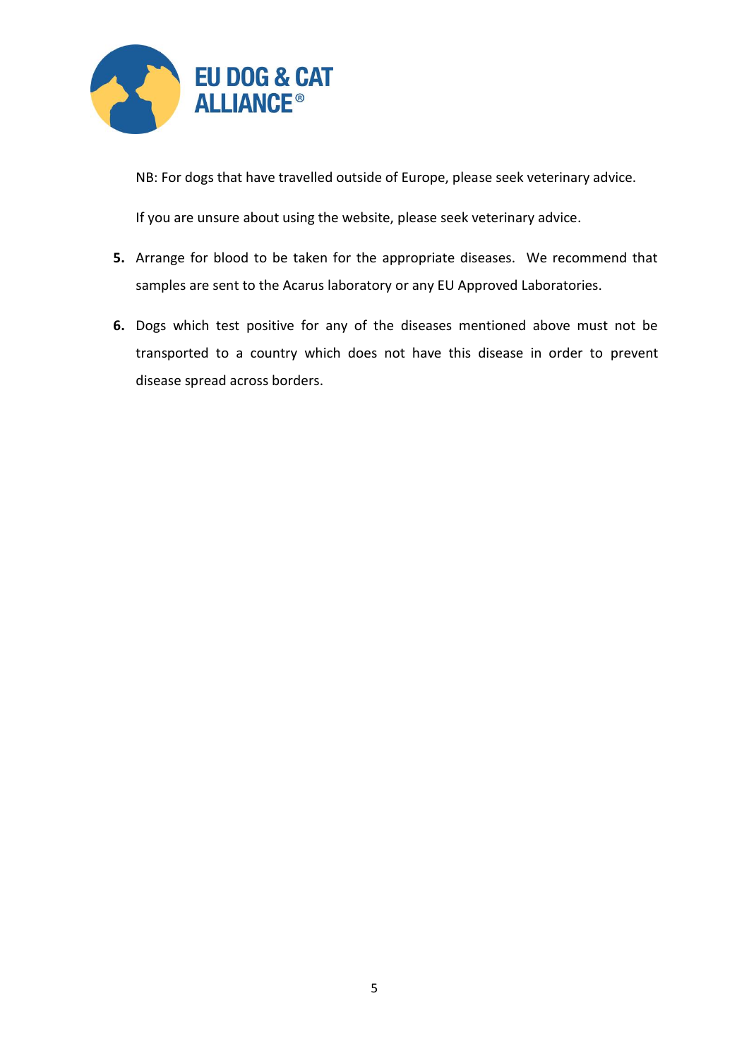NB: For dogs that have travelled outside of Europe, please seek veterinary advice.

If you are unsure about using the website, please seek veterinary advice.

5. Arrange for blood to be taken for the appropriate diseases. We recommend that samples are sent to the Acarus laboratory or any EU Approved Laboratories.

6. Dogs which test positive for any of the diseases mentioned above must not be transported to a country which does not have this disease in order to prevent disease spread across borders.